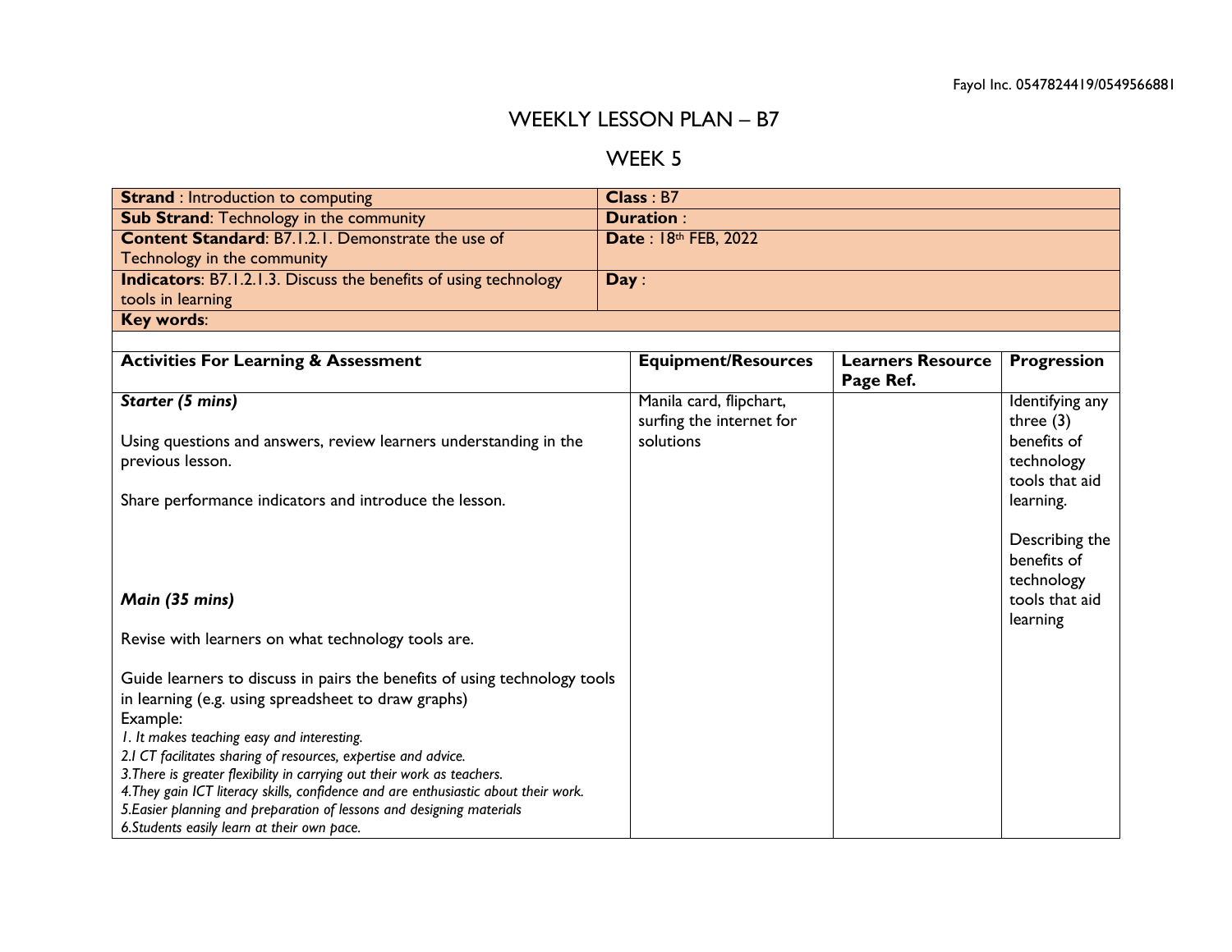Fayol Inc. 0547824419/0549566881

# WEEKLY LESSON PLAN – B7

## WEEK 5

| **Strand** : Introduction to computing | **Class** : B7 |
|---|---|
| **Sub Strand**: Technology in the community | **Duration** : |
| **Content Standard**: B7.1.2.1. Demonstrate the use of Technology in the community | **Date** : 18th FEB, 2022 |
| **Indicators**: B7.1.2.1.3. Discuss the benefits of using technology tools in learning | **Day** : |
| **Key words**: | |

| **Activities For Learning & Assessment** | **Equipment/Resources** | **Learners Resource Page Ref.** | **Progression** |
|---|---|---|---|
| ***Starter (5 mins)***<br><br>Using questions and answers, review learners understanding in the previous lesson.<br><br>Share performance indicators and introduce the lesson.<br><br>***Main (35 mins)***<br><br>Revise with learners on what technology tools are.<br><br>Guide learners to discuss in pairs the benefits of using technology tools in learning (e.g. using spreadsheet to draw graphs)<br>Example:<br>*1. It makes teaching easy and interesting.*<br>*2.I CT facilitates sharing of resources, expertise and advice.*<br>*3.There is greater flexibility in carrying out their work as teachers.*<br>*4.They gain ICT literacy skills, confidence and are enthusiastic about their work.*<br>*5.Easier planning and preparation of lessons and designing materials*<br>*6.Students easily learn at their own pace.* | Manila card, flipchart, surfing the internet for solutions | | Identifying any three (3) benefits of technology tools that aid learning.<br><br>Describing the benefits of technology tools that aid learning |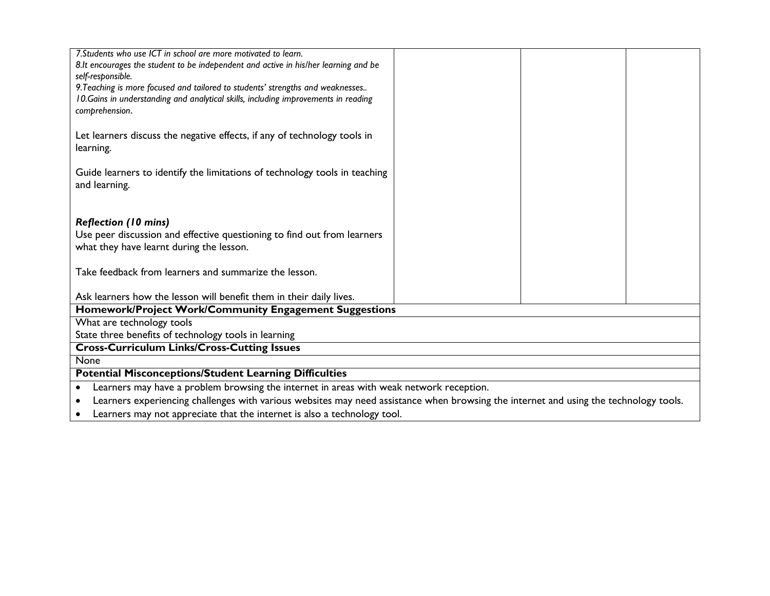| | | | |
|---|---|---|---|
| *7.Students who use ICT in school are more motivated to learn.*<br>*8.It encourages the student to be independent and active in his/her learning and be self-responsible.*<br>*9.Teaching is more focused and tailored to students' strengths and weaknesses..*<br>*10.Gains in understanding and analytical skills, including improvements in reading comprehension*.<br><br>Let learners discuss the negative effects, if any of technology tools in learning.<br><br>Guide learners to identify the limitations of technology tools in teaching and learning.<br><br>***Reflection (10 mins)***<br>Use peer discussion and effective questioning to find out from learners what they have learnt during the lesson.<br><br>Take feedback from learners and summarize the lesson.<br><br>Ask learners how the lesson will benefit them in their daily lives. | | | |

**Homework/Project Work/Community Engagement Suggestions**

What are technology tools
State three benefits of technology tools in learning

**Cross-Curriculum Links/Cross-Cutting Issues**

None

**Potential Misconceptions/Student Learning Difficulties**

- Learners may have a problem browsing the internet in areas with weak network reception.
- Learners experiencing challenges with various websites may need assistance when browsing the internet and using the technology tools.
- Learners may not appreciate that the internet is also a technology tool.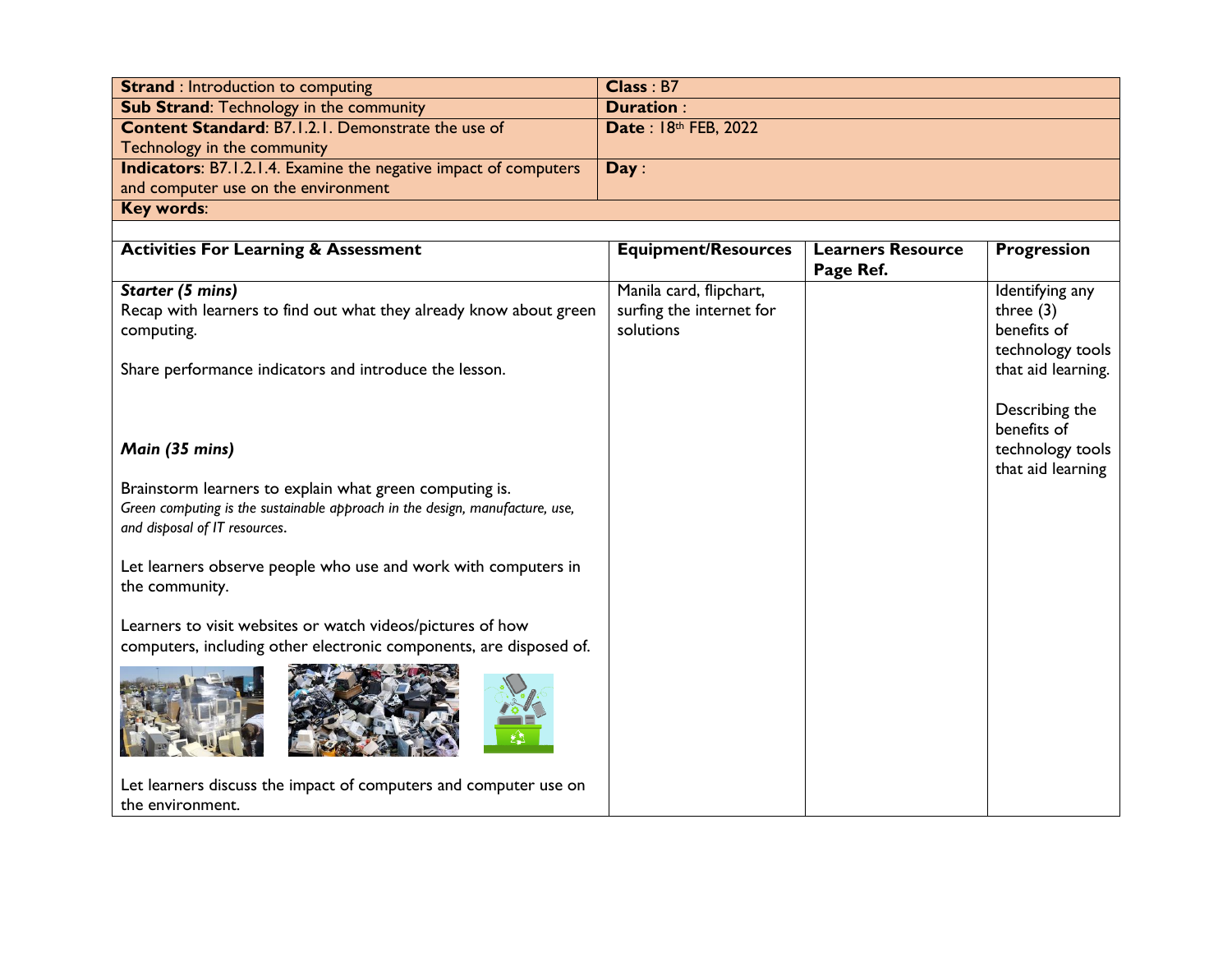| **Strand** : Introduction to computing | **Class** : B7 |
| --- | --- |
| **Sub Strand**: Technology in the community | **Duration** : |
| **Content Standard**: B7.1.2.1. Demonstrate the use of Technology in the community | **Date** : 18th FEB, 2022 |
| **Indicators**: B7.1.2.1.4. Examine the negative impact of computers and computer use on the environment | **Day** : |
| **Key words**: | |

| **Activities For Learning & Assessment** | **Equipment/Resources** | **Learners Resource Page Ref.** | **Progression** |
| --- | --- | --- | --- |
| ***Starter (5 mins)***<br>Recap with learners to find out what they already know about green computing.<br><br>Share performance indicators and introduce the lesson.<br><br>***Main (35 mins)***<br><br>Brainstorm learners to explain what green computing is.<br>*Green computing is the sustainable approach in the design, manufacture, use, and disposal of IT resources.*<br><br>Let learners observe people who use and work with computers in the community.<br><br>Learners to visit websites or watch videos/pictures of how computers, including other electronic components, are disposed of.<br><br>Let learners discuss the impact of computers and computer use on the environment. | Manila card, flipchart, surfing the internet for solutions | | Identifying any three (3) benefits of technology tools that aid learning.<br><br>Describing the benefits of technology tools that aid learning |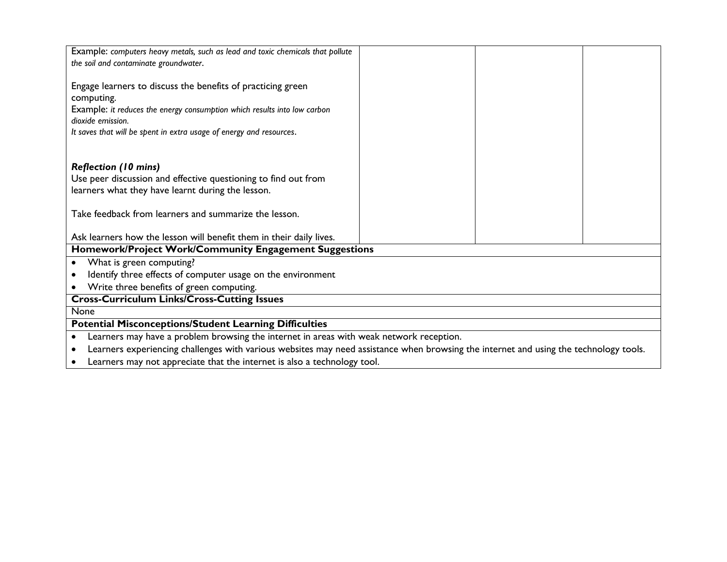| | | | |
|---|---|---|---|
| Example: *computers heavy metals, such as lead and toxic chemicals that pollute the soil and contaminate groundwater*.<br><br>Engage learners to discuss the benefits of practicing green computing.<br>Example: *it reduces the energy consumption which results into low carbon dioxide emission.*<br>*It saves that will be spent in extra usage of energy and resources*.<br><br>***Reflection (10 mins)***<br>Use peer discussion and effective questioning to find out from learners what they have learnt during the lesson.<br><br>Take feedback from learners and summarize the lesson.<br><br>Ask learners how the lesson will benefit them in their daily lives. | | | |

**Homework/Project Work/Community Engagement Suggestions**

- What is green computing?
- Identify three effects of computer usage on the environment
- Write three benefits of green computing.

**Cross-Curriculum Links/Cross-Cutting Issues**

None

**Potential Misconceptions/Student Learning Difficulties**

- Learners may have a problem browsing the internet in areas with weak network reception.
- Learners experiencing challenges with various websites may need assistance when browsing the internet and using the technology tools.
- Learners may not appreciate that the internet is also a technology tool.